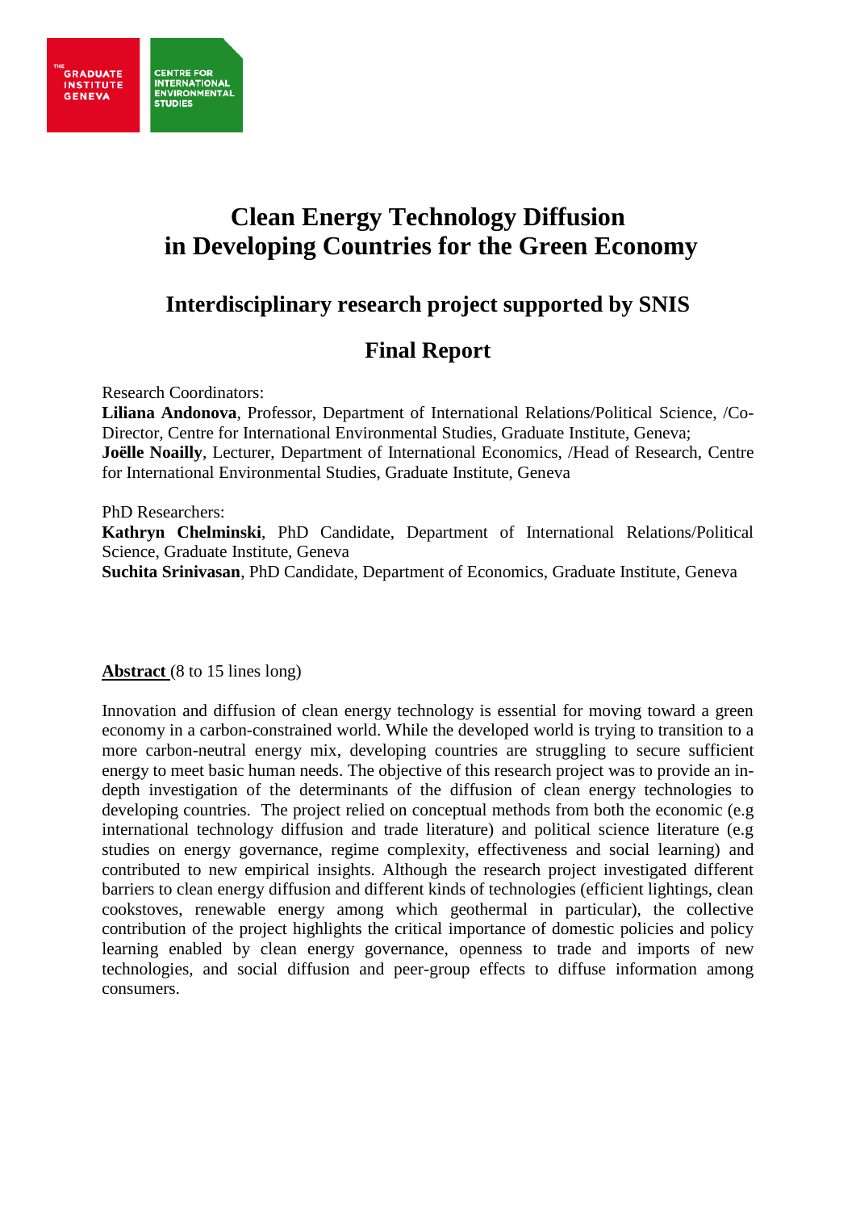THE GRADUATE INSTITUTE GENEVA

CENTRE FOR INTERNATIONAL ENVIRONMENTAL STUDIES

# Clean Energy Technology Diffusion in Developing Countries for the Green Economy

## Interdisciplinary research project supported by SNIS

## Final Report

Research Coordinators:
**Liliana Andonova**, Professor, Department of International Relations/Political Science, /Co-Director, Centre for International Environmental Studies, Graduate Institute, Geneva;
**Joëlle Noailly**, Lecturer, Department of International Economics, /Head of Research, Centre for International Environmental Studies, Graduate Institute, Geneva

PhD Researchers:
**Kathryn Chelminski**, PhD Candidate, Department of International Relations/Political Science, Graduate Institute, Geneva
**Suchita Srinivasan**, PhD Candidate, Department of Economics, Graduate Institute, Geneva

**Abstract** (8 to 15 lines long)

Innovation and diffusion of clean energy technology is essential for moving toward a green economy in a carbon-constrained world. While the developed world is trying to transition to a more carbon-neutral energy mix, developing countries are struggling to secure sufficient energy to meet basic human needs. The objective of this research project was to provide an in-depth investigation of the determinants of the diffusion of clean energy technologies to developing countries. The project relied on conceptual methods from both the economic (e.g international technology diffusion and trade literature) and political science literature (e.g studies on energy governance, regime complexity, effectiveness and social learning) and contributed to new empirical insights. Although the research project investigated different barriers to clean energy diffusion and different kinds of technologies (efficient lightings, clean cookstoves, renewable energy among which geothermal in particular), the collective contribution of the project highlights the critical importance of domestic policies and policy learning enabled by clean energy governance, openness to trade and imports of new technologies, and social diffusion and peer-group effects to diffuse information among consumers.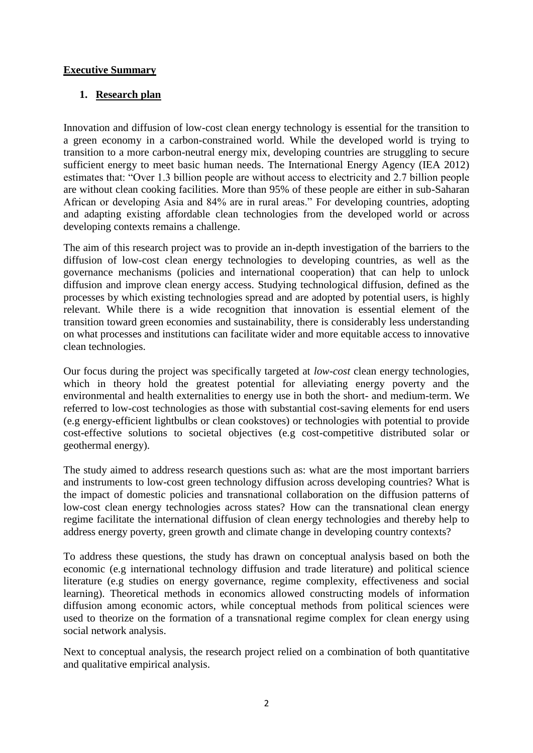## Executive Summary

### 1. Research plan

Innovation and diffusion of low-cost clean energy technology is essential for the transition to a green economy in a carbon-constrained world. While the developed world is trying to transition to a more carbon-neutral energy mix, developing countries are struggling to secure sufficient energy to meet basic human needs. The International Energy Agency (IEA 2012) estimates that: "Over 1.3 billion people are without access to electricity and 2.7 billion people are without clean cooking facilities. More than 95% of these people are either in sub-Saharan African or developing Asia and 84% are in rural areas." For developing countries, adopting and adapting existing affordable clean technologies from the developed world or across developing contexts remains a challenge.

The aim of this research project was to provide an in-depth investigation of the barriers to the diffusion of low-cost clean energy technologies to developing countries, as well as the governance mechanisms (policies and international cooperation) that can help to unlock diffusion and improve clean energy access. Studying technological diffusion, defined as the processes by which existing technologies spread and are adopted by potential users, is highly relevant. While there is a wide recognition that innovation is essential element of the transition toward green economies and sustainability, there is considerably less understanding on what processes and institutions can facilitate wider and more equitable access to innovative clean technologies.

Our focus during the project was specifically targeted at *low-cost* clean energy technologies, which in theory hold the greatest potential for alleviating energy poverty and the environmental and health externalities to energy use in both the short- and medium-term. We referred to low-cost technologies as those with substantial cost-saving elements for end users (e.g energy-efficient lightbulbs or clean cookstoves) or technologies with potential to provide cost-effective solutions to societal objectives (e.g cost-competitive distributed solar or geothermal energy).

The study aimed to address research questions such as: what are the most important barriers and instruments to low-cost green technology diffusion across developing countries? What is the impact of domestic policies and transnational collaboration on the diffusion patterns of low-cost clean energy technologies across states? How can the transnational clean energy regime facilitate the international diffusion of clean energy technologies and thereby help to address energy poverty, green growth and climate change in developing country contexts?

To address these questions, the study has drawn on conceptual analysis based on both the economic (e.g international technology diffusion and trade literature) and political science literature (e.g studies on energy governance, regime complexity, effectiveness and social learning). Theoretical methods in economics allowed constructing models of information diffusion among economic actors, while conceptual methods from political sciences were used to theorize on the formation of a transnational regime complex for clean energy using social network analysis.

Next to conceptual analysis, the research project relied on a combination of both quantitative and qualitative empirical analysis.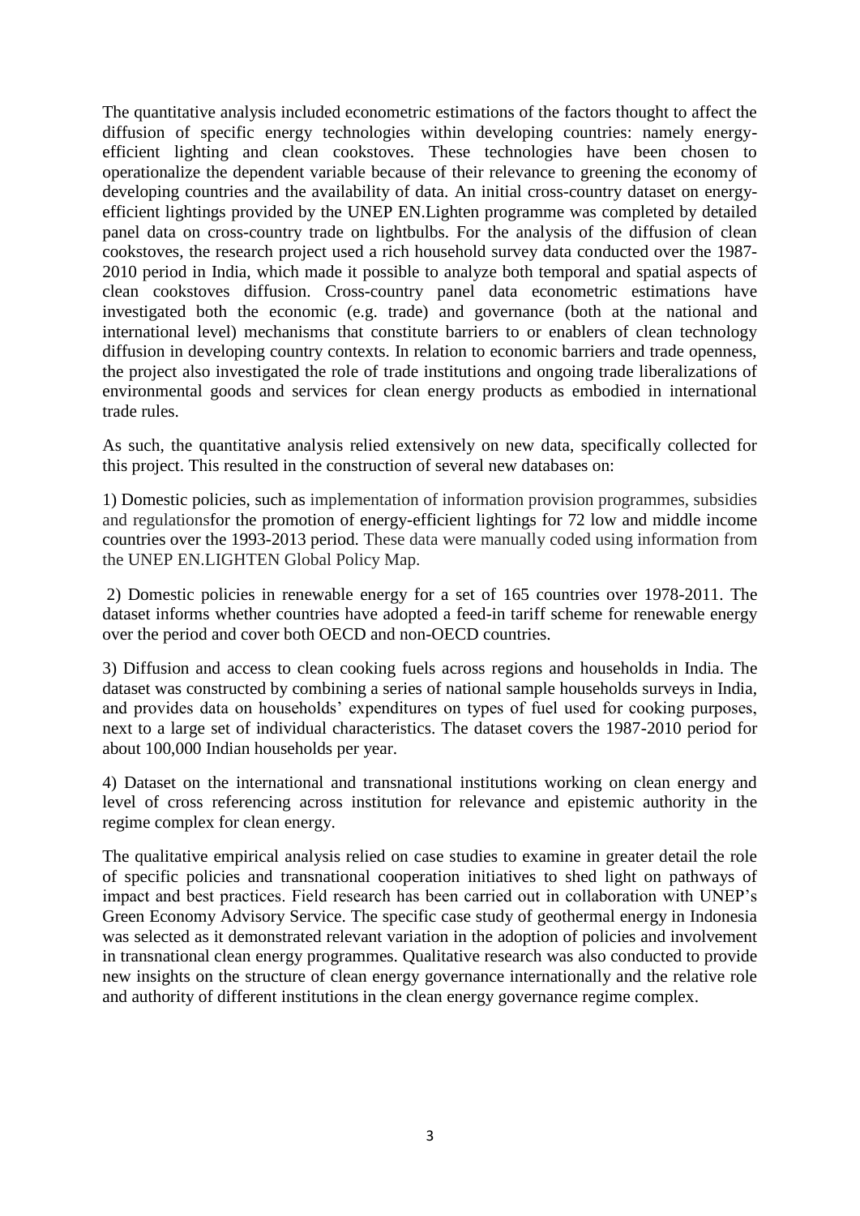The quantitative analysis included econometric estimations of the factors thought to affect the diffusion of specific energy technologies within developing countries: namely energy-efficient lighting and clean cookstoves. These technologies have been chosen to operationalize the dependent variable because of their relevance to greening the economy of developing countries and the availability of data. An initial cross-country dataset on energy-efficient lightings provided by the UNEP EN.Lighten programme was completed by detailed panel data on cross-country trade on lightbulbs. For the analysis of the diffusion of clean cookstoves, the research project used a rich household survey data conducted over the 1987-2010 period in India, which made it possible to analyze both temporal and spatial aspects of clean cookstoves diffusion. Cross-country panel data econometric estimations have investigated both the economic (e.g. trade) and governance (both at the national and international level) mechanisms that constitute barriers to or enablers of clean technology diffusion in developing country contexts. In relation to economic barriers and trade openness, the project also investigated the role of trade institutions and ongoing trade liberalizations of environmental goods and services for clean energy products as embodied in international trade rules.

As such, the quantitative analysis relied extensively on new data, specifically collected for this project. This resulted in the construction of several new databases on:

1) Domestic policies, such as implementation of information provision programmes, subsidies and regulationsfor the promotion of energy-efficient lightings for 72 low and middle income countries over the 1993-2013 period. These data were manually coded using information from the UNEP EN.LIGHTEN Global Policy Map.

2) Domestic policies in renewable energy for a set of 165 countries over 1978-2011. The dataset informs whether countries have adopted a feed-in tariff scheme for renewable energy over the period and cover both OECD and non-OECD countries.

3) Diffusion and access to clean cooking fuels across regions and households in India. The dataset was constructed by combining a series of national sample households surveys in India, and provides data on households' expenditures on types of fuel used for cooking purposes, next to a large set of individual characteristics. The dataset covers the 1987-2010 period for about 100,000 Indian households per year.

4) Dataset on the international and transnational institutions working on clean energy and level of cross referencing across institution for relevance and epistemic authority in the regime complex for clean energy.

The qualitative empirical analysis relied on case studies to examine in greater detail the role of specific policies and transnational cooperation initiatives to shed light on pathways of impact and best practices. Field research has been carried out in collaboration with UNEP's Green Economy Advisory Service. The specific case study of geothermal energy in Indonesia was selected as it demonstrated relevant variation in the adoption of policies and involvement in transnational clean energy programmes. Qualitative research was also conducted to provide new insights on the structure of clean energy governance internationally and the relative role and authority of different institutions in the clean energy governance regime complex.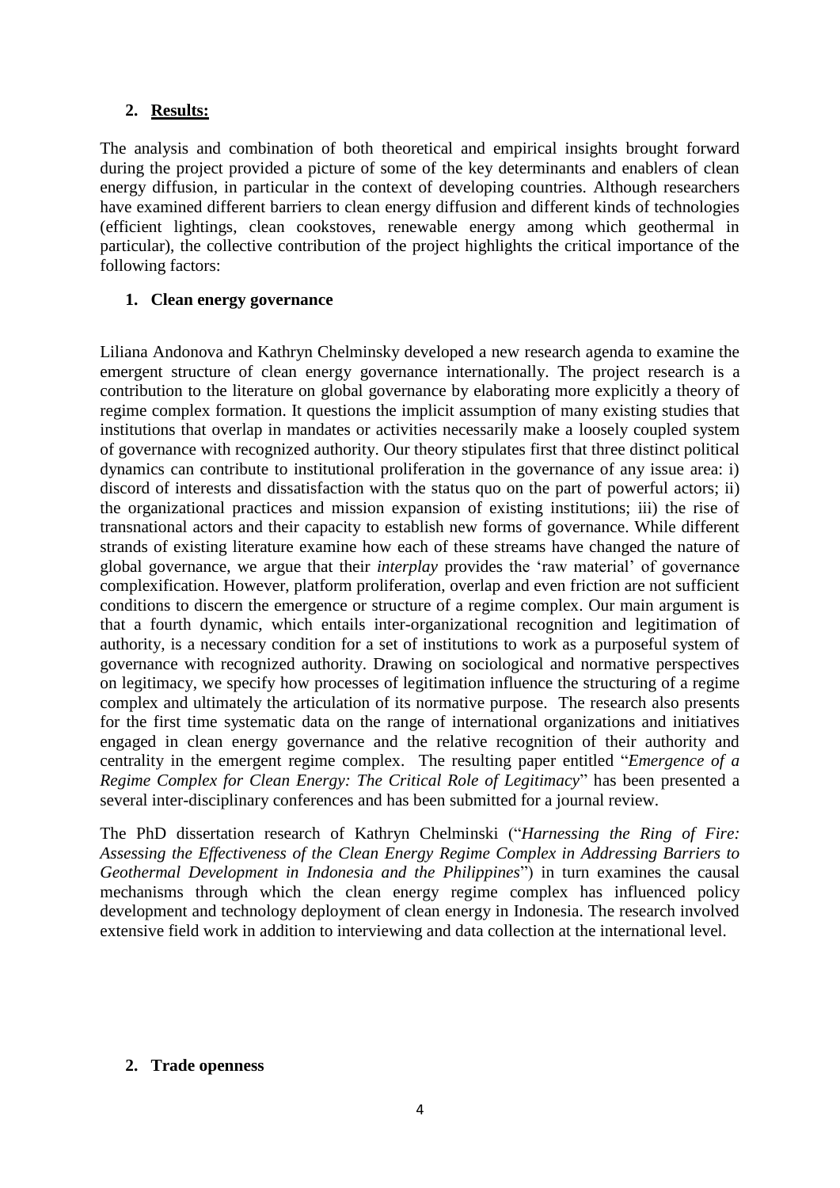## 2. **Results:**

The analysis and combination of both theoretical and empirical insights brought forward during the project provided a picture of some of the key determinants and enablers of clean energy diffusion, in particular in the context of developing countries. Although researchers have examined different barriers to clean energy diffusion and different kinds of technologies (efficient lightings, clean cookstoves, renewable energy among which geothermal in particular), the collective contribution of the project highlights the critical importance of the following factors:

### 1. Clean energy governance

Liliana Andonova and Kathryn Chelminsky developed a new research agenda to examine the emergent structure of clean energy governance internationally. The project research is a contribution to the literature on global governance by elaborating more explicitly a theory of regime complex formation. It questions the implicit assumption of many existing studies that institutions that overlap in mandates or activities necessarily make a loosely coupled system of governance with recognized authority. Our theory stipulates first that three distinct political dynamics can contribute to institutional proliferation in the governance of any issue area: i) discord of interests and dissatisfaction with the status quo on the part of powerful actors; ii) the organizational practices and mission expansion of existing institutions; iii) the rise of transnational actors and their capacity to establish new forms of governance. While different strands of existing literature examine how each of these streams have changed the nature of global governance, we argue that their *interplay* provides the 'raw material' of governance complexification. However, platform proliferation, overlap and even friction are not sufficient conditions to discern the emergence or structure of a regime complex. Our main argument is that a fourth dynamic, which entails inter-organizational recognition and legitimation of authority, is a necessary condition for a set of institutions to work as a purposeful system of governance with recognized authority. Drawing on sociological and normative perspectives on legitimacy, we specify how processes of legitimation influence the structuring of a regime complex and ultimately the articulation of its normative purpose. The research also presents for the first time systematic data on the range of international organizations and initiatives engaged in clean energy governance and the relative recognition of their authority and centrality in the emergent regime complex. The resulting paper entitled "*Emergence of a Regime Complex for Clean Energy: The Critical Role of Legitimacy*" has been presented a several inter-disciplinary conferences and has been submitted for a journal review.

The PhD dissertation research of Kathryn Chelminski ("*Harnessing the Ring of Fire: Assessing the Effectiveness of the Clean Energy Regime Complex in Addressing Barriers to Geothermal Development in Indonesia and the Philippines*") in turn examines the causal mechanisms through which the clean energy regime complex has influenced policy development and technology deployment of clean energy in Indonesia. The research involved extensive field work in addition to interviewing and data collection at the international level.

### 2. Trade openness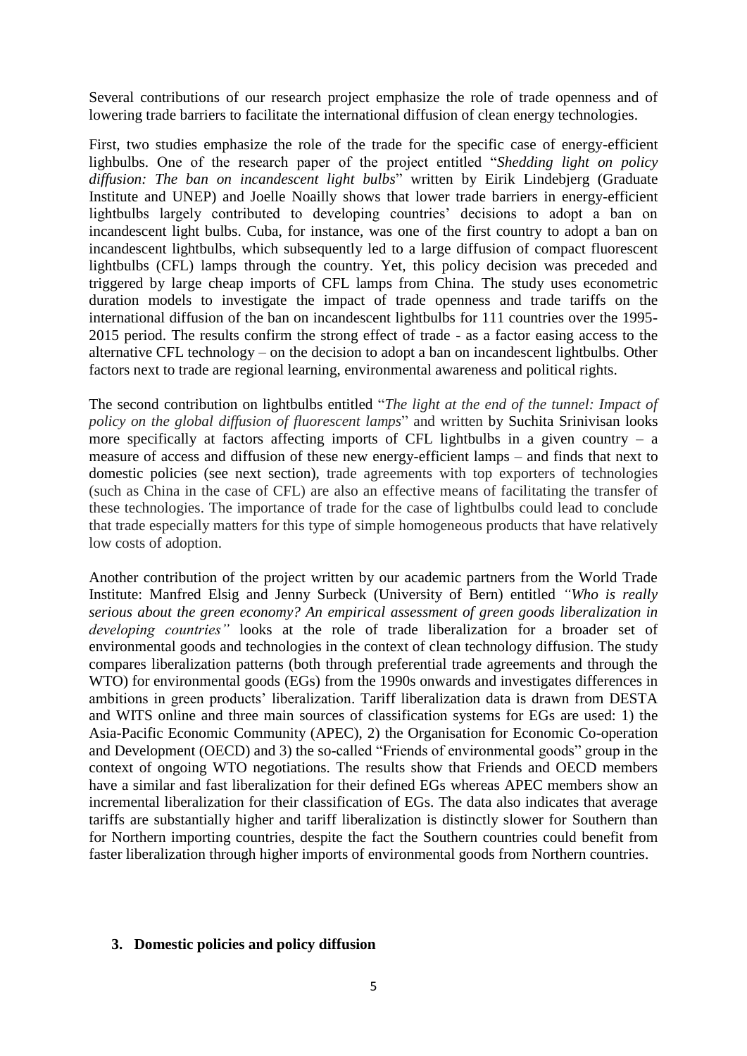Several contributions of our research project emphasize the role of trade openness and of lowering trade barriers to facilitate the international diffusion of clean energy technologies.

First, two studies emphasize the role of the trade for the specific case of energy-efficient lighbulbs. One of the research paper of the project entitled "*Shedding light on policy diffusion: The ban on incandescent light bulbs*" written by Eirik Lindebjerg (Graduate Institute and UNEP) and Joelle Noailly shows that lower trade barriers in energy-efficient lightbulbs largely contributed to developing countries' decisions to adopt a ban on incandescent light bulbs. Cuba, for instance, was one of the first country to adopt a ban on incandescent lightbulbs, which subsequently led to a large diffusion of compact fluorescent lightbulbs (CFL) lamps through the country. Yet, this policy decision was preceded and triggered by large cheap imports of CFL lamps from China. The study uses econometric duration models to investigate the impact of trade openness and trade tariffs on the international diffusion of the ban on incandescent lightbulbs for 111 countries over the 1995-2015 period. The results confirm the strong effect of trade - as a factor easing access to the alternative CFL technology – on the decision to adopt a ban on incandescent lightbulbs. Other factors next to trade are regional learning, environmental awareness and political rights.

The second contribution on lightbulbs entitled "*The light at the end of the tunnel: Impact of policy on the global diffusion of fluorescent lamps*" and written by Suchita Srinivisan looks more specifically at factors affecting imports of CFL lightbulbs in a given country – a measure of access and diffusion of these new energy-efficient lamps – and finds that next to domestic policies (see next section), trade agreements with top exporters of technologies (such as China in the case of CFL) are also an effective means of facilitating the transfer of these technologies. The importance of trade for the case of lightbulbs could lead to conclude that trade especially matters for this type of simple homogeneous products that have relatively low costs of adoption.

Another contribution of the project written by our academic partners from the World Trade Institute: Manfred Elsig and Jenny Surbeck (University of Bern) entitled *"Who is really serious about the green economy? An empirical assessment of green goods liberalization in developing countries"* looks at the role of trade liberalization for a broader set of environmental goods and technologies in the context of clean technology diffusion. The study compares liberalization patterns (both through preferential trade agreements and through the WTO) for environmental goods (EGs) from the 1990s onwards and investigates differences in ambitions in green products' liberalization. Tariff liberalization data is drawn from DESTA and WITS online and three main sources of classification systems for EGs are used: 1) the Asia-Pacific Economic Community (APEC), 2) the Organisation for Economic Co-operation and Development (OECD) and 3) the so-called "Friends of environmental goods" group in the context of ongoing WTO negotiations. The results show that Friends and OECD members have a similar and fast liberalization for their defined EGs whereas APEC members show an incremental liberalization for their classification of EGs. The data also indicates that average tariffs are substantially higher and tariff liberalization is distinctly slower for Southern than for Northern importing countries, despite the fact the Southern countries could benefit from faster liberalization through higher imports of environmental goods from Northern countries.

## 3. Domestic policies and policy diffusion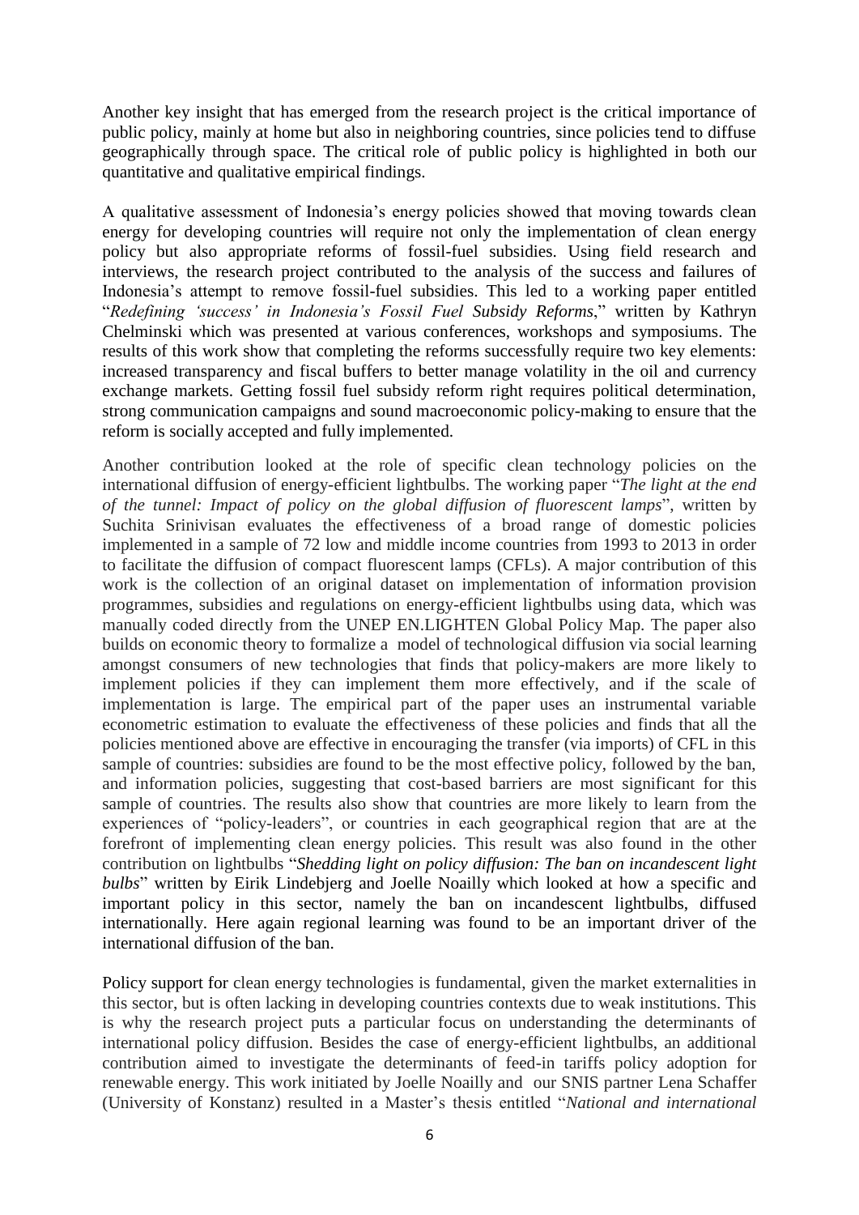Another key insight that has emerged from the research project is the critical importance of public policy, mainly at home but also in neighboring countries, since policies tend to diffuse geographically through space. The critical role of public policy is highlighted in both our quantitative and qualitative empirical findings.

A qualitative assessment of Indonesia's energy policies showed that moving towards clean energy for developing countries will require not only the implementation of clean energy policy but also appropriate reforms of fossil-fuel subsidies. Using field research and interviews, the research project contributed to the analysis of the success and failures of Indonesia's attempt to remove fossil-fuel subsidies. This led to a working paper entitled "*Redefining 'success' in Indonesia's Fossil Fuel Subsidy Reforms*," written by Kathryn Chelminski which was presented at various conferences, workshops and symposiums. The results of this work show that completing the reforms successfully require two key elements: increased transparency and fiscal buffers to better manage volatility in the oil and currency exchange markets. Getting fossil fuel subsidy reform right requires political determination, strong communication campaigns and sound macroeconomic policy-making to ensure that the reform is socially accepted and fully implemented.

Another contribution looked at the role of specific clean technology policies on the international diffusion of energy-efficient lightbulbs. The working paper "*The light at the end of the tunnel: Impact of policy on the global diffusion of fluorescent lamps*", written by Suchita Srinivisan evaluates the effectiveness of a broad range of domestic policies implemented in a sample of 72 low and middle income countries from 1993 to 2013 in order to facilitate the diffusion of compact fluorescent lamps (CFLs). A major contribution of this work is the collection of an original dataset on implementation of information provision programmes, subsidies and regulations on energy-efficient lightbulbs using data, which was manually coded directly from the UNEP EN.LIGHTEN Global Policy Map. The paper also builds on economic theory to formalize a model of technological diffusion via social learning amongst consumers of new technologies that finds that policy-makers are more likely to implement policies if they can implement them more effectively, and if the scale of implementation is large. The empirical part of the paper uses an instrumental variable econometric estimation to evaluate the effectiveness of these policies and finds that all the policies mentioned above are effective in encouraging the transfer (via imports) of CFL in this sample of countries: subsidies are found to be the most effective policy, followed by the ban, and information policies, suggesting that cost-based barriers are most significant for this sample of countries. The results also show that countries are more likely to learn from the experiences of "policy-leaders", or countries in each geographical region that are at the forefront of implementing clean energy policies. This result was also found in the other contribution on lightbulbs "*Shedding light on policy diffusion: The ban on incandescent light bulbs*" written by Eirik Lindebjerg and Joelle Noailly which looked at how a specific and important policy in this sector, namely the ban on incandescent lightbulbs, diffused internationally. Here again regional learning was found to be an important driver of the international diffusion of the ban.

Policy support for clean energy technologies is fundamental, given the market externalities in this sector, but is often lacking in developing countries contexts due to weak institutions. This is why the research project puts a particular focus on understanding the determinants of international policy diffusion. Besides the case of energy-efficient lightbulbs, an additional contribution aimed to investigate the determinants of feed-in tariffs policy adoption for renewable energy. This work initiated by Joelle Noailly and our SNIS partner Lena Schaffer (University of Konstanz) resulted in a Master's thesis entitled "*National and international*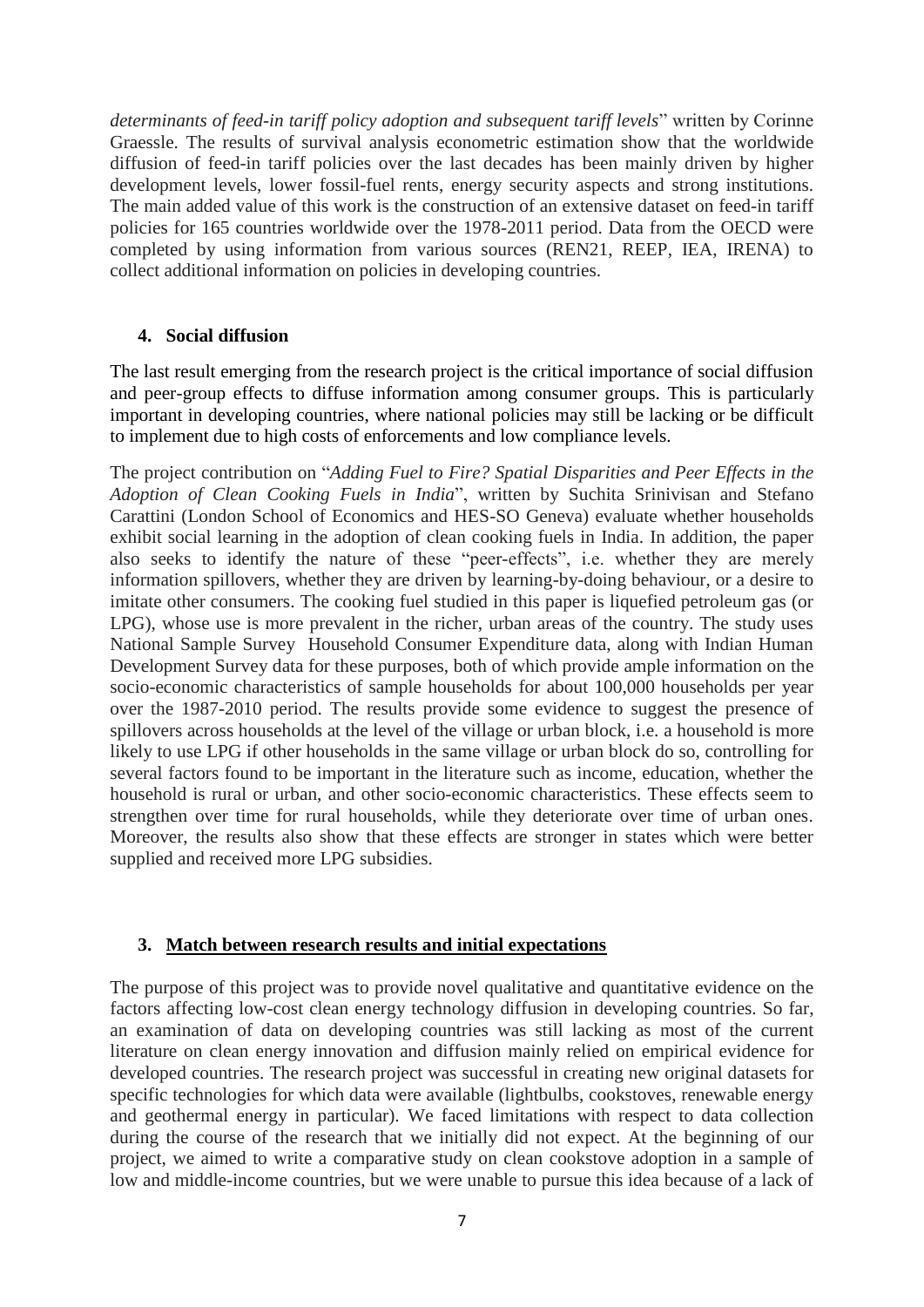*determinants of feed-in tariff policy adoption and subsequent tariff levels*" written by Corinne Graessle. The results of survival analysis econometric estimation show that the worldwide diffusion of feed-in tariff policies over the last decades has been mainly driven by higher development levels, lower fossil-fuel rents, energy security aspects and strong institutions. The main added value of this work is the construction of an extensive dataset on feed-in tariff policies for 165 countries worldwide over the 1978-2011 period. Data from the OECD were completed by using information from various sources (REN21, REEP, IEA, IRENA) to collect additional information on policies in developing countries.

#### 4. Social diffusion

The last result emerging from the research project is the critical importance of social diffusion and peer-group effects to diffuse information among consumer groups. This is particularly important in developing countries, where national policies may still be lacking or be difficult to implement due to high costs of enforcements and low compliance levels.

The project contribution on "*Adding Fuel to Fire? Spatial Disparities and Peer Effects in the Adoption of Clean Cooking Fuels in India*", written by Suchita Srinivisan and Stefano Carattini (London School of Economics and HES-SO Geneva) evaluate whether households exhibit social learning in the adoption of clean cooking fuels in India. In addition, the paper also seeks to identify the nature of these "peer-effects", i.e. whether they are merely information spillovers, whether they are driven by learning-by-doing behaviour, or a desire to imitate other consumers. The cooking fuel studied in this paper is liquefied petroleum gas (or LPG), whose use is more prevalent in the richer, urban areas of the country. The study uses National Sample Survey Household Consumer Expenditure data, along with Indian Human Development Survey data for these purposes, both of which provide ample information on the socio-economic characteristics of sample households for about 100,000 households per year over the 1987-2010 period. The results provide some evidence to suggest the presence of spillovers across households at the level of the village or urban block, i.e. a household is more likely to use LPG if other households in the same village or urban block do so, controlling for several factors found to be important in the literature such as income, education, whether the household is rural or urban, and other socio-economic characteristics. These effects seem to strengthen over time for rural households, while they deteriorate over time of urban ones. Moreover, the results also show that these effects are stronger in states which were better supplied and received more LPG subsidies.

### 3. Match between research results and initial expectations

The purpose of this project was to provide novel qualitative and quantitative evidence on the factors affecting low-cost clean energy technology diffusion in developing countries. So far, an examination of data on developing countries was still lacking as most of the current literature on clean energy innovation and diffusion mainly relied on empirical evidence for developed countries. The research project was successful in creating new original datasets for specific technologies for which data were available (lightbulbs, cookstoves, renewable energy and geothermal energy in particular). We faced limitations with respect to data collection during the course of the research that we initially did not expect. At the beginning of our project, we aimed to write a comparative study on clean cookstove adoption in a sample of low and middle-income countries, but we were unable to pursue this idea because of a lack of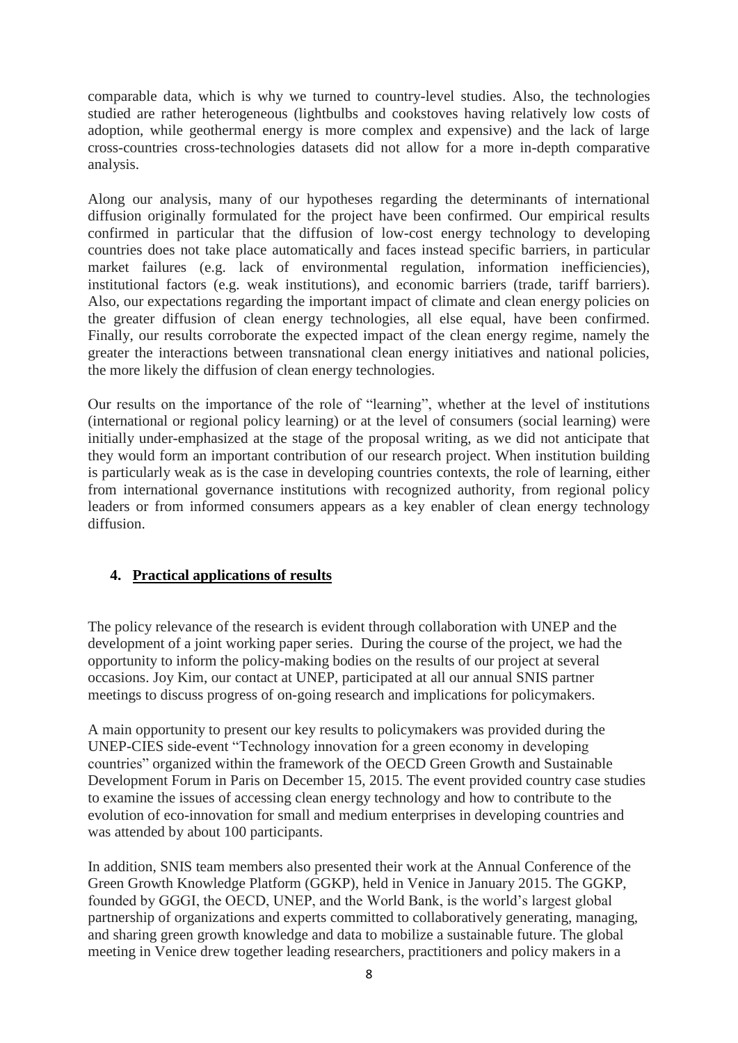comparable data, which is why we turned to country-level studies. Also, the technologies studied are rather heterogeneous (lightbulbs and cookstoves having relatively low costs of adoption, while geothermal energy is more complex and expensive) and the lack of large cross-countries cross-technologies datasets did not allow for a more in-depth comparative analysis.

Along our analysis, many of our hypotheses regarding the determinants of international diffusion originally formulated for the project have been confirmed. Our empirical results confirmed in particular that the diffusion of low-cost energy technology to developing countries does not take place automatically and faces instead specific barriers, in particular market failures (e.g. lack of environmental regulation, information inefficiencies), institutional factors (e.g. weak institutions), and economic barriers (trade, tariff barriers). Also, our expectations regarding the important impact of climate and clean energy policies on the greater diffusion of clean energy technologies, all else equal, have been confirmed. Finally, our results corroborate the expected impact of the clean energy regime, namely the greater the interactions between transnational clean energy initiatives and national policies, the more likely the diffusion of clean energy technologies.

Our results on the importance of the role of "learning", whether at the level of institutions (international or regional policy learning) or at the level of consumers (social learning) were initially under-emphasized at the stage of the proposal writing, as we did not anticipate that they would form an important contribution of our research project. When institution building is particularly weak as is the case in developing countries contexts, the role of learning, either from international governance institutions with recognized authority, from regional policy leaders or from informed consumers appears as a key enabler of clean energy technology diffusion.

## 4. Practical applications of results

The policy relevance of the research is evident through collaboration with UNEP and the development of a joint working paper series. During the course of the project, we had the opportunity to inform the policy-making bodies on the results of our project at several occasions. Joy Kim, our contact at UNEP, participated at all our annual SNIS partner meetings to discuss progress of on-going research and implications for policymakers.

A main opportunity to present our key results to policymakers was provided during the UNEP-CIES side-event "Technology innovation for a green economy in developing countries" organized within the framework of the OECD Green Growth and Sustainable Development Forum in Paris on December 15, 2015. The event provided country case studies to examine the issues of accessing clean energy technology and how to contribute to the evolution of eco-innovation for small and medium enterprises in developing countries and was attended by about 100 participants.

In addition, SNIS team members also presented their work at the Annual Conference of the Green Growth Knowledge Platform (GGKP), held in Venice in January 2015. The GGKP, founded by GGGI, the OECD, UNEP, and the World Bank, is the world's largest global partnership of organizations and experts committed to collaboratively generating, managing, and sharing green growth knowledge and data to mobilize a sustainable future. The global meeting in Venice drew together leading researchers, practitioners and policy makers in a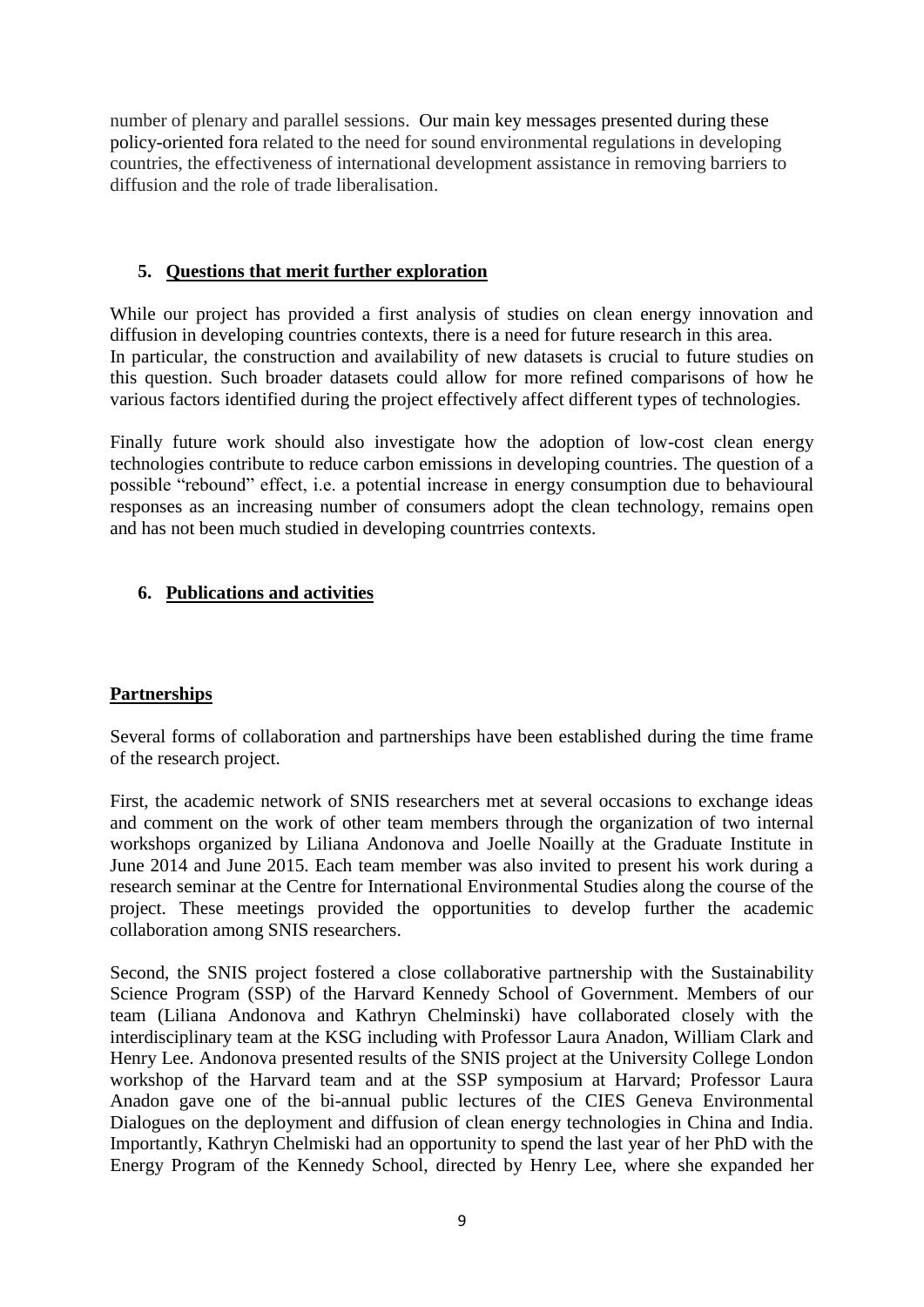number of plenary and parallel sessions. Our main key messages presented during these policy-oriented fora related to the need for sound environmental regulations in developing countries, the effectiveness of international development assistance in removing barriers to diffusion and the role of trade liberalisation.

## 5. Questions that merit further exploration

While our project has provided a first analysis of studies on clean energy innovation and diffusion in developing countries contexts, there is a need for future research in this area. In particular, the construction and availability of new datasets is crucial to future studies on this question. Such broader datasets could allow for more refined comparisons of how he various factors identified during the project effectively affect different types of technologies.

Finally future work should also investigate how the adoption of low-cost clean energy technologies contribute to reduce carbon emissions in developing countries. The question of a possible "rebound" effect, i.e. a potential increase in energy consumption due to behavioural responses as an increasing number of consumers adopt the clean technology, remains open and has not been much studied in developing countrries contexts.

## 6. Publications and activities

### Partnerships

Several forms of collaboration and partnerships have been established during the time frame of the research project.

First, the academic network of SNIS researchers met at several occasions to exchange ideas and comment on the work of other team members through the organization of two internal workshops organized by Liliana Andonova and Joelle Noailly at the Graduate Institute in June 2014 and June 2015. Each team member was also invited to present his work during a research seminar at the Centre for International Environmental Studies along the course of the project. These meetings provided the opportunities to develop further the academic collaboration among SNIS researchers.

Second, the SNIS project fostered a close collaborative partnership with the Sustainability Science Program (SSP) of the Harvard Kennedy School of Government. Members of our team (Liliana Andonova and Kathryn Chelminski) have collaborated closely with the interdisciplinary team at the KSG including with Professor Laura Anadon, William Clark and Henry Lee. Andonova presented results of the SNIS project at the University College London workshop of the Harvard team and at the SSP symposium at Harvard; Professor Laura Anadon gave one of the bi-annual public lectures of the CIES Geneva Environmental Dialogues on the deployment and diffusion of clean energy technologies in China and India. Importantly, Kathryn Chelmiski had an opportunity to spend the last year of her PhD with the Energy Program of the Kennedy School, directed by Henry Lee, where she expanded her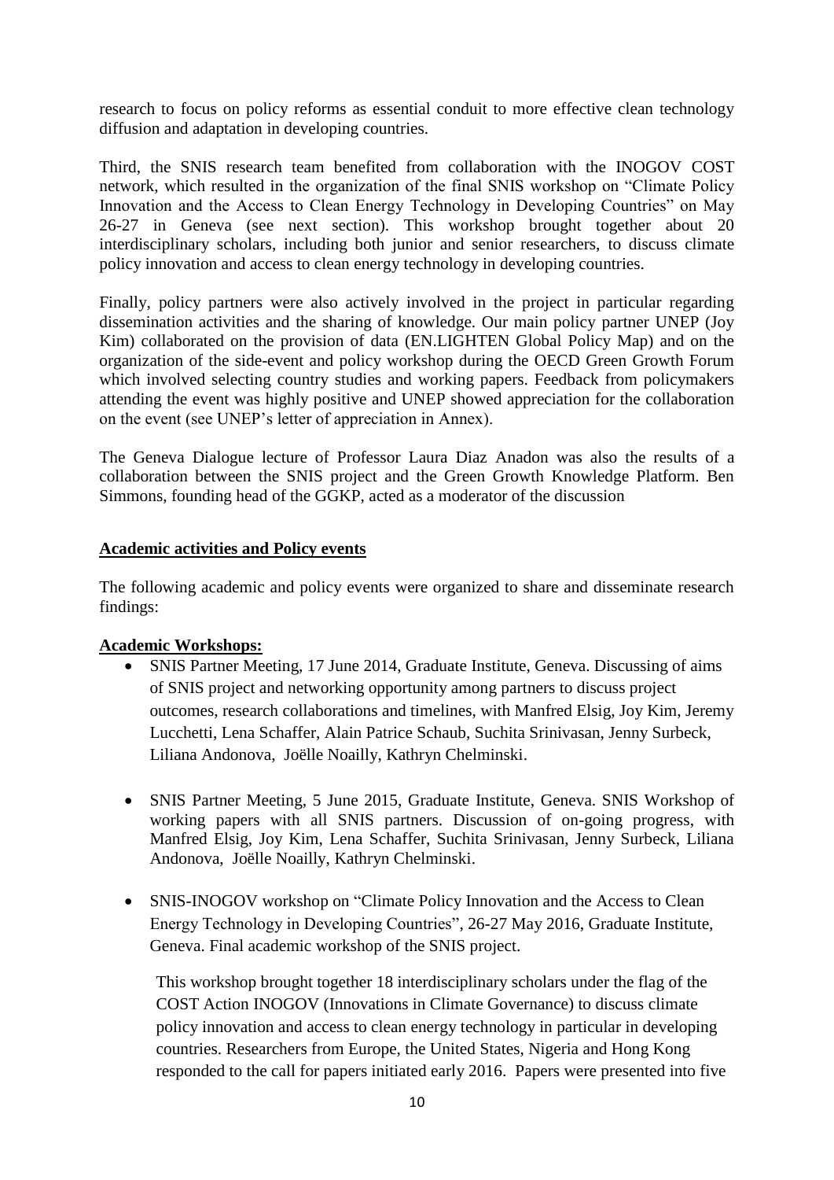research to focus on policy reforms as essential conduit to more effective clean technology diffusion and adaptation in developing countries.

Third, the SNIS research team benefited from collaboration with the INOGOV COST network, which resulted in the organization of the final SNIS workshop on "Climate Policy Innovation and the Access to Clean Energy Technology in Developing Countries" on May 26-27 in Geneva (see next section). This workshop brought together about 20 interdisciplinary scholars, including both junior and senior researchers, to discuss climate policy innovation and access to clean energy technology in developing countries.

Finally, policy partners were also actively involved in the project in particular regarding dissemination activities and the sharing of knowledge. Our main policy partner UNEP (Joy Kim) collaborated on the provision of data (EN.LIGHTEN Global Policy Map) and on the organization of the side-event and policy workshop during the OECD Green Growth Forum which involved selecting country studies and working papers. Feedback from policymakers attending the event was highly positive and UNEP showed appreciation for the collaboration on the event (see UNEP's letter of appreciation in Annex).

The Geneva Dialogue lecture of Professor Laura Diaz Anadon was also the results of a collaboration between the SNIS project and the Green Growth Knowledge Platform. Ben Simmons, founding head of the GGKP, acted as a moderator of the discussion

**Academic activities and Policy events**

The following academic and policy events were organized to share and disseminate research findings:

**Academic Workshops:**

- SNIS Partner Meeting, 17 June 2014, Graduate Institute, Geneva. Discussing of aims of SNIS project and networking opportunity among partners to discuss project outcomes, research collaborations and timelines, with Manfred Elsig, Joy Kim, Jeremy Lucchetti, Lena Schaffer, Alain Patrice Schaub, Suchita Srinivasan, Jenny Surbeck, Liliana Andonova, Joëlle Noailly, Kathryn Chelminski.

- SNIS Partner Meeting, 5 June 2015, Graduate Institute, Geneva. SNIS Workshop of working papers with all SNIS partners. Discussion of on-going progress, with Manfred Elsig, Joy Kim, Lena Schaffer, Suchita Srinivasan, Jenny Surbeck, Liliana Andonova, Joëlle Noailly, Kathryn Chelminski.

- SNIS-INOGOV workshop on "Climate Policy Innovation and the Access to Clean Energy Technology in Developing Countries", 26-27 May 2016, Graduate Institute, Geneva. Final academic workshop of the SNIS project.

  This workshop brought together 18 interdisciplinary scholars under the flag of the COST Action INOGOV (Innovations in Climate Governance) to discuss climate policy innovation and access to clean energy technology in particular in developing countries. Researchers from Europe, the United States, Nigeria and Hong Kong responded to the call for papers initiated early 2016. Papers were presented into five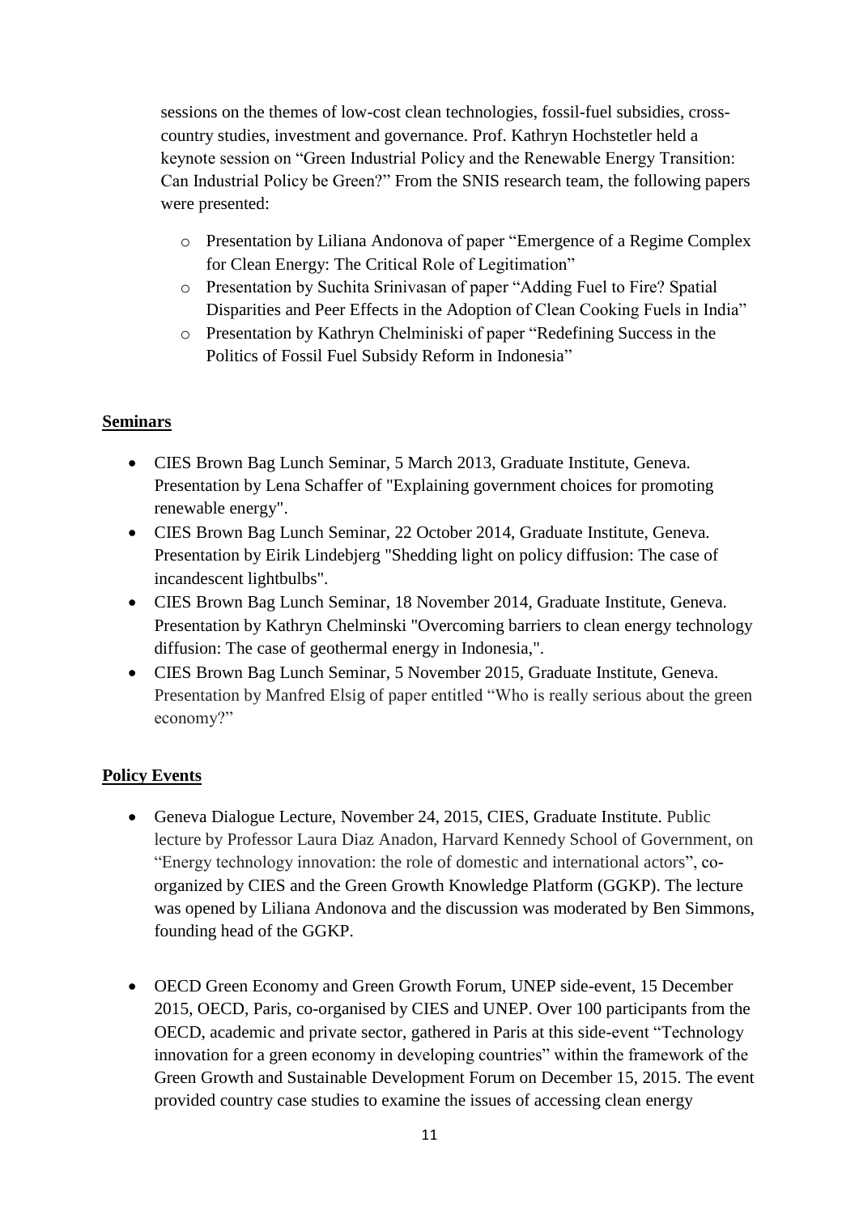sessions on the themes of low-cost clean technologies, fossil-fuel subsidies, cross-country studies, investment and governance. Prof. Kathryn Hochstetler held a keynote session on "Green Industrial Policy and the Renewable Energy Transition: Can Industrial Policy be Green?" From the SNIS research team, the following papers were presented:

- Presentation by Liliana Andonova of paper "Emergence of a Regime Complex for Clean Energy: The Critical Role of Legitimation"
- Presentation by Suchita Srinivasan of paper "Adding Fuel to Fire? Spatial Disparities and Peer Effects in the Adoption of Clean Cooking Fuels in India"
- Presentation by Kathryn Chelminiski of paper "Redefining Success in the Politics of Fossil Fuel Subsidy Reform in Indonesia"

## Seminars

- CIES Brown Bag Lunch Seminar, 5 March 2013, Graduate Institute, Geneva. Presentation by Lena Schaffer of "Explaining government choices for promoting renewable energy".
- CIES Brown Bag Lunch Seminar, 22 October 2014, Graduate Institute, Geneva. Presentation by Eirik Lindebjerg "Shedding light on policy diffusion: The case of incandescent lightbulbs".
- CIES Brown Bag Lunch Seminar, 18 November 2014, Graduate Institute, Geneva. Presentation by Kathryn Chelminski "Overcoming barriers to clean energy technology diffusion: The case of geothermal energy in Indonesia,".
- CIES Brown Bag Lunch Seminar, 5 November 2015, Graduate Institute, Geneva. Presentation by Manfred Elsig of paper entitled "Who is really serious about the green economy?"

## Policy Events

- Geneva Dialogue Lecture, November 24, 2015, CIES, Graduate Institute. Public lecture by Professor Laura Diaz Anadon, Harvard Kennedy School of Government, on "Energy technology innovation: the role of domestic and international actors", co-organized by CIES and the Green Growth Knowledge Platform (GGKP). The lecture was opened by Liliana Andonova and the discussion was moderated by Ben Simmons, founding head of the GGKP.

- OECD Green Economy and Green Growth Forum, UNEP side-event, 15 December 2015, OECD, Paris, co-organised by CIES and UNEP. Over 100 participants from the OECD, academic and private sector, gathered in Paris at this side-event "Technology innovation for a green economy in developing countries" within the framework of the Green Growth and Sustainable Development Forum on December 15, 2015. The event provided country case studies to examine the issues of accessing clean energy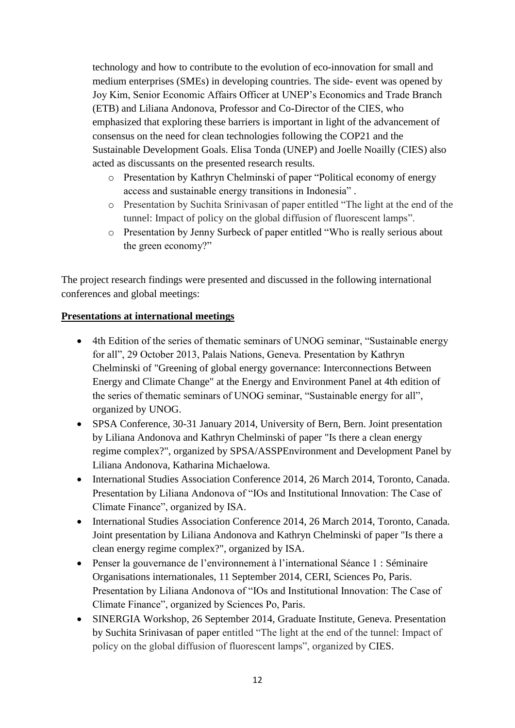technology and how to contribute to the evolution of eco-innovation for small and medium enterprises (SMEs) in developing countries. The side- event was opened by Joy Kim, Senior Economic Affairs Officer at UNEP's Economics and Trade Branch (ETB) and Liliana Andonova, Professor and Co-Director of the CIES, who emphasized that exploring these barriers is important in light of the advancement of consensus on the need for clean technologies following the COP21 and the Sustainable Development Goals. Elisa Tonda (UNEP) and Joelle Noailly (CIES) also acted as discussants on the presented research results.

- Presentation by Kathryn Chelminski of paper "Political economy of energy access and sustainable energy transitions in Indonesia" .
- Presentation by Suchita Srinivasan of paper entitled "The light at the end of the tunnel: Impact of policy on the global diffusion of fluorescent lamps".
- Presentation by Jenny Surbeck of paper entitled "Who is really serious about the green economy?"

The project research findings were presented and discussed in the following international conferences and global meetings:

**Presentations at international meetings**

- 4th Edition of the series of thematic seminars of UNOG seminar, "Sustainable energy for all", 29 October 2013, Palais Nations, Geneva. Presentation by Kathryn Chelminski of "Greening of global energy governance: Interconnections Between Energy and Climate Change" at the Energy and Environment Panel at 4th edition of the series of thematic seminars of UNOG seminar, "Sustainable energy for all", organized by UNOG.
- SPSA Conference, 30-31 January 2014, University of Bern, Bern. Joint presentation by Liliana Andonova and Kathryn Chelminski of paper "Is there a clean energy regime complex?", organized by SPSA/ASSPEnvironment and Development Panel by Liliana Andonova, Katharina Michaelowa.
- International Studies Association Conference 2014, 26 March 2014, Toronto, Canada. Presentation by Liliana Andonova of "IOs and Institutional Innovation: The Case of Climate Finance", organized by ISA.
- International Studies Association Conference 2014, 26 March 2014, Toronto, Canada. Joint presentation by Liliana Andonova and Kathryn Chelminski of paper "Is there a clean energy regime complex?", organized by ISA.
- Penser la gouvernance de l'environnement à l'international Séance 1 : Séminaire Organisations internationales, 11 September 2014, CERI, Sciences Po, Paris. Presentation by Liliana Andonova of "IOs and Institutional Innovation: The Case of Climate Finance", organized by Sciences Po, Paris.
- SINERGIA Workshop, 26 September 2014, Graduate Institute, Geneva. Presentation by Suchita Srinivasan of paper entitled "The light at the end of the tunnel: Impact of policy on the global diffusion of fluorescent lamps", organized by CIES.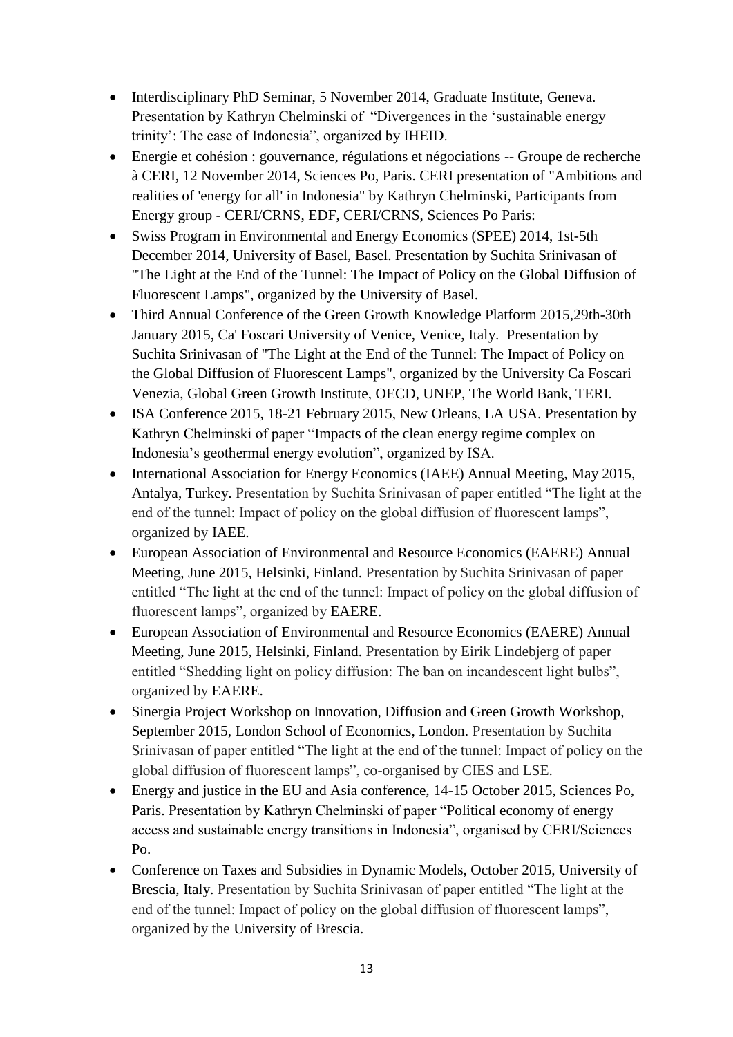- Interdisciplinary PhD Seminar, 5 November 2014, Graduate Institute, Geneva. Presentation by Kathryn Chelminski of "Divergences in the 'sustainable energy trinity': The case of Indonesia", organized by IHEID.
- Energie et cohésion : gouvernance, régulations et négociations -- Groupe de recherche à CERI, 12 November 2014, Sciences Po, Paris. CERI presentation of "Ambitions and realities of 'energy for all' in Indonesia" by Kathryn Chelminski, Participants from Energy group - CERI/CRNS, EDF, CERI/CRNS, Sciences Po Paris:
- Swiss Program in Environmental and Energy Economics (SPEE) 2014, 1st-5th December 2014, University of Basel, Basel. Presentation by Suchita Srinivasan of "The Light at the End of the Tunnel: The Impact of Policy on the Global Diffusion of Fluorescent Lamps", organized by the University of Basel.
- Third Annual Conference of the Green Growth Knowledge Platform 2015,29th-30th January 2015, Ca' Foscari University of Venice, Venice, Italy. Presentation by Suchita Srinivasan of "The Light at the End of the Tunnel: The Impact of Policy on the Global Diffusion of Fluorescent Lamps", organized by the University Ca Foscari Venezia, Global Green Growth Institute, OECD, UNEP, The World Bank, TERI.
- ISA Conference 2015, 18-21 February 2015, New Orleans, LA USA. Presentation by Kathryn Chelminski of paper "Impacts of the clean energy regime complex on Indonesia's geothermal energy evolution", organized by ISA.
- International Association for Energy Economics (IAEE) Annual Meeting, May 2015, Antalya, Turkey. Presentation by Suchita Srinivasan of paper entitled "The light at the end of the tunnel: Impact of policy on the global diffusion of fluorescent lamps", organized by IAEE.
- European Association of Environmental and Resource Economics (EAERE) Annual Meeting, June 2015, Helsinki, Finland. Presentation by Suchita Srinivasan of paper entitled "The light at the end of the tunnel: Impact of policy on the global diffusion of fluorescent lamps", organized by EAERE.
- European Association of Environmental and Resource Economics (EAERE) Annual Meeting, June 2015, Helsinki, Finland. Presentation by Eirik Lindebjerg of paper entitled "Shedding light on policy diffusion: The ban on incandescent light bulbs", organized by EAERE.
- Sinergia Project Workshop on Innovation, Diffusion and Green Growth Workshop, September 2015, London School of Economics, London. Presentation by Suchita Srinivasan of paper entitled "The light at the end of the tunnel: Impact of policy on the global diffusion of fluorescent lamps", co-organised by CIES and LSE.
- Energy and justice in the EU and Asia conference, 14-15 October 2015, Sciences Po, Paris. Presentation by Kathryn Chelminski of paper "Political economy of energy access and sustainable energy transitions in Indonesia", organised by CERI/Sciences Po.
- Conference on Taxes and Subsidies in Dynamic Models, October 2015, University of Brescia, Italy. Presentation by Suchita Srinivasan of paper entitled "The light at the end of the tunnel: Impact of policy on the global diffusion of fluorescent lamps", organized by the University of Brescia.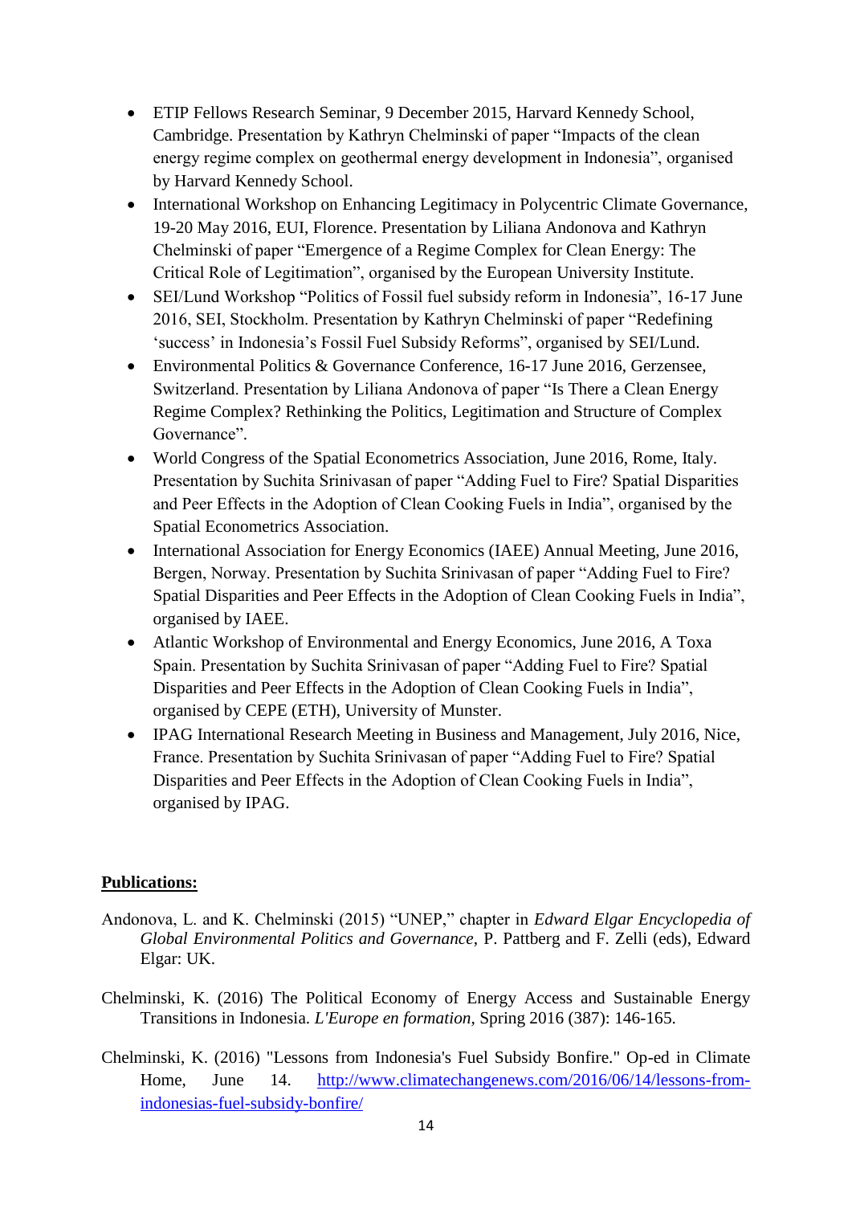- ETIP Fellows Research Seminar, 9 December 2015, Harvard Kennedy School, Cambridge. Presentation by Kathryn Chelminski of paper "Impacts of the clean energy regime complex on geothermal energy development in Indonesia", organised by Harvard Kennedy School.
- International Workshop on Enhancing Legitimacy in Polycentric Climate Governance, 19-20 May 2016, EUI, Florence. Presentation by Liliana Andonova and Kathryn Chelminski of paper "Emergence of a Regime Complex for Clean Energy: The Critical Role of Legitimation", organised by the European University Institute.
- SEI/Lund Workshop "Politics of Fossil fuel subsidy reform in Indonesia", 16-17 June 2016, SEI, Stockholm. Presentation by Kathryn Chelminski of paper "Redefining 'success' in Indonesia's Fossil Fuel Subsidy Reforms", organised by SEI/Lund.
- Environmental Politics & Governance Conference, 16-17 June 2016, Gerzensee, Switzerland. Presentation by Liliana Andonova of paper "Is There a Clean Energy Regime Complex? Rethinking the Politics, Legitimation and Structure of Complex Governance".
- World Congress of the Spatial Econometrics Association, June 2016, Rome, Italy. Presentation by Suchita Srinivasan of paper "Adding Fuel to Fire? Spatial Disparities and Peer Effects in the Adoption of Clean Cooking Fuels in India", organised by the Spatial Econometrics Association.
- International Association for Energy Economics (IAEE) Annual Meeting, June 2016, Bergen, Norway. Presentation by Suchita Srinivasan of paper "Adding Fuel to Fire? Spatial Disparities and Peer Effects in the Adoption of Clean Cooking Fuels in India", organised by IAEE.
- Atlantic Workshop of Environmental and Energy Economics, June 2016, A Toxa Spain. Presentation by Suchita Srinivasan of paper "Adding Fuel to Fire? Spatial Disparities and Peer Effects in the Adoption of Clean Cooking Fuels in India", organised by CEPE (ETH), University of Munster.
- IPAG International Research Meeting in Business and Management, July 2016, Nice, France. Presentation by Suchita Srinivasan of paper "Adding Fuel to Fire? Spatial Disparities and Peer Effects in the Adoption of Clean Cooking Fuels in India", organised by IPAG.

**Publications:**

Andonova, L. and K. Chelminski (2015) "UNEP," chapter in *Edward Elgar Encyclopedia of Global Environmental Politics and Governance*, P. Pattberg and F. Zelli (eds), Edward Elgar: UK.

Chelminski, K. (2016) The Political Economy of Energy Access and Sustainable Energy Transitions in Indonesia. *L'Europe en formation*, Spring 2016 (387): 146-165.

Chelminski, K. (2016) "Lessons from Indonesia's Fuel Subsidy Bonfire." Op-ed in Climate Home, June 14. [http://www.climatechangenews.com/2016/06/14/lessons-from-indonesias-fuel-subsidy-bonfire/](http://www.climatechangenews.com/2016/06/14/lessons-from-indonesias-fuel-subsidy-bonfire/)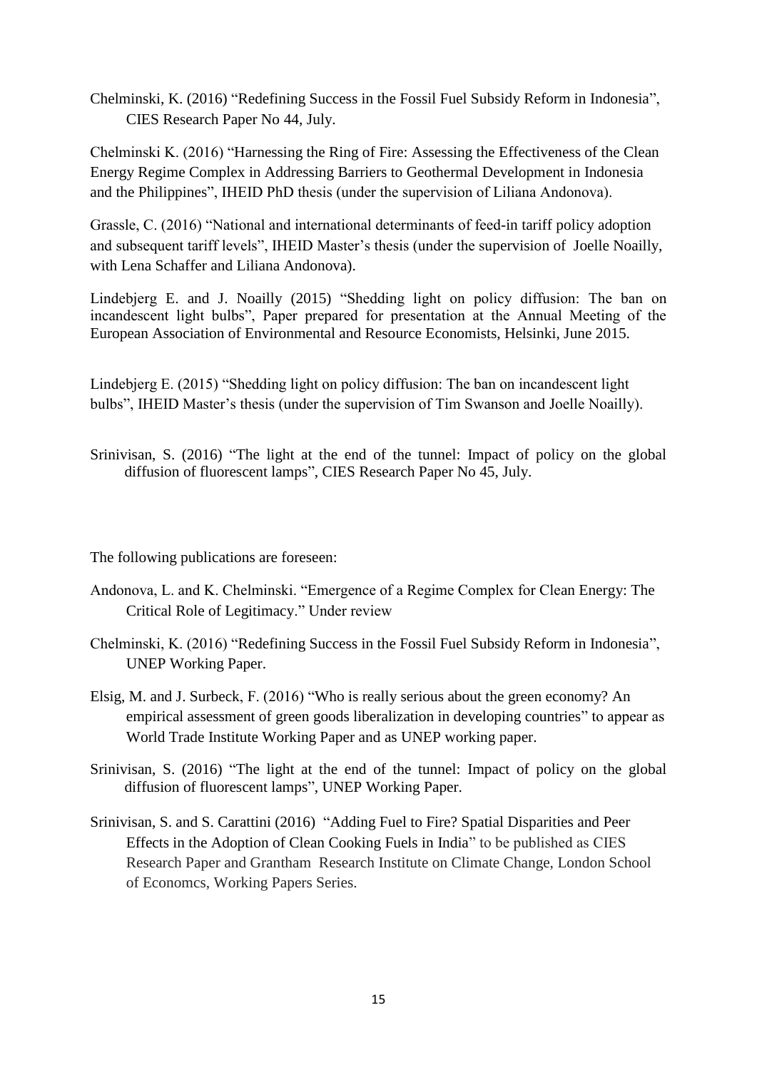Chelminski, K. (2016) "Redefining Success in the Fossil Fuel Subsidy Reform in Indonesia", CIES Research Paper No 44, July.

Chelminski K. (2016) "Harnessing the Ring of Fire: Assessing the Effectiveness of the Clean Energy Regime Complex in Addressing Barriers to Geothermal Development in Indonesia and the Philippines", IHEID PhD thesis (under the supervision of Liliana Andonova).

Grassle, C. (2016) "National and international determinants of feed-in tariff policy adoption and subsequent tariff levels", IHEID Master's thesis (under the supervision of Joelle Noailly, with Lena Schaffer and Liliana Andonova).

Lindebjerg E. and J. Noailly (2015) "Shedding light on policy diffusion: The ban on incandescent light bulbs", Paper prepared for presentation at the Annual Meeting of the European Association of Environmental and Resource Economists, Helsinki, June 2015.

Lindebjerg E. (2015) "Shedding light on policy diffusion: The ban on incandescent light bulbs", IHEID Master's thesis (under the supervision of Tim Swanson and Joelle Noailly).

Srinivisan, S. (2016) "The light at the end of the tunnel: Impact of policy on the global diffusion of fluorescent lamps", CIES Research Paper No 45, July.

The following publications are foreseen:

Andonova, L. and K. Chelminski. "Emergence of a Regime Complex for Clean Energy: The Critical Role of Legitimacy." Under review

Chelminski, K. (2016) "Redefining Success in the Fossil Fuel Subsidy Reform in Indonesia", UNEP Working Paper.

Elsig, M. and J. Surbeck, F. (2016) "Who is really serious about the green economy? An empirical assessment of green goods liberalization in developing countries" to appear as World Trade Institute Working Paper and as UNEP working paper.

Srinivisan, S. (2016) "The light at the end of the tunnel: Impact of policy on the global diffusion of fluorescent lamps", UNEP Working Paper.

Srinivisan, S. and S. Carattini (2016) "Adding Fuel to Fire? Spatial Disparities and Peer Effects in the Adoption of Clean Cooking Fuels in India" to be published as CIES Research Paper and Grantham Research Institute on Climate Change, London School of Economcs, Working Papers Series.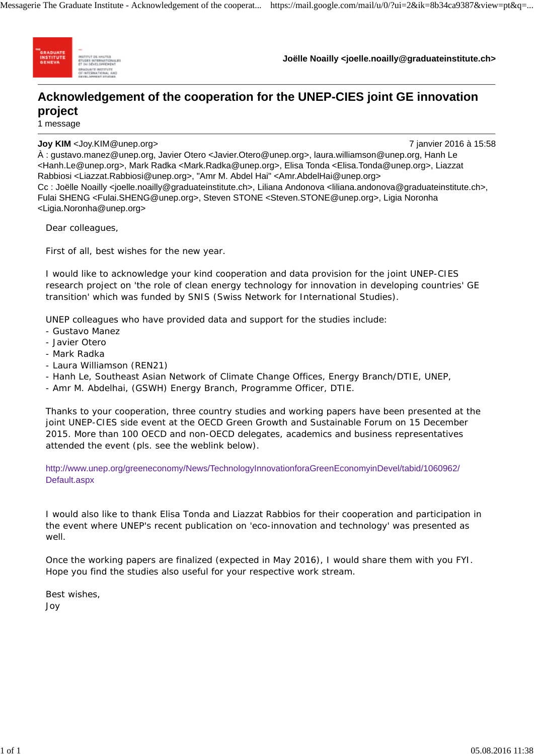Joëlle Noailly <joelle.noailly@graduateinstitute.ch>

# Acknowledgement of the cooperation for the UNEP-CIES joint GE innovation project

1 message

**Joy KIM** <Joy.KIM@unep.org> 7 janvier 2016 à 15:58

À : gustavo.manez@unep.org, Javier Otero <Javier.Otero@unep.org>, laura.williamson@unep.org, Hanh Le <Hanh.Le@unep.org>, Mark Radka <Mark.Radka@unep.org>, Elisa Tonda <Elisa.Tonda@unep.org>, Liazzat Rabbiosi <Liazzat.Rabbiosi@unep.org>, "Amr M. Abdel Hai" <Amr.AbdelHai@unep.org>

Cc : Joëlle Noailly <joelle.noailly@graduateinstitute.ch>, Liliana Andonova <liliana.andonova@graduateinstitute.ch>, Fulai SHENG <Fulai.SHENG@unep.org>, Steven STONE <Steven.STONE@unep.org>, Ligia Noronha <Ligia.Noronha@unep.org>

Dear colleagues,

First of all, best wishes for the new year.

I would like to acknowledge your kind cooperation and data provision for the joint UNEP-CIES research project on 'the role of clean energy technology for innovation in developing countries' GE transition' which was funded by SNIS (Swiss Network for International Studies).

UNEP colleagues who have provided data and support for the studies include:
- Gustavo Manez
- Javier Otero
- Mark Radka
- Laura Williamson (REN21)
- Hanh Le, Southeast Asian Network of Climate Change Offices, Energy Branch/DTIE, UNEP,
- Amr M. Abdelhai, (GSWH) Energy Branch, Programme Officer, DTIE.

Thanks to your cooperation, three country studies and working papers have been presented at the joint UNEP-CIES side event at the OECD Green Growth and Sustainable Forum on 15 December 2015. More than 100 OECD and non-OECD delegates, academics and business representatives attended the event (pls. see the weblink below).

http://www.unep.org/greeneconomy/News/TechnologyInnovationforaGreenEconomyinDevel/tabid/1060962/Default.aspx

I would also like to thank Elisa Tonda and Liazzat Rabbios for their cooperation and participation in the event where UNEP's recent publication on 'eco-innovation and technology' was presented as well.

Once the working papers are finalized (expected in May 2016), I would share them with you FYI.
Hope you find the studies also useful for your respective work stream.

Best wishes,
Joy